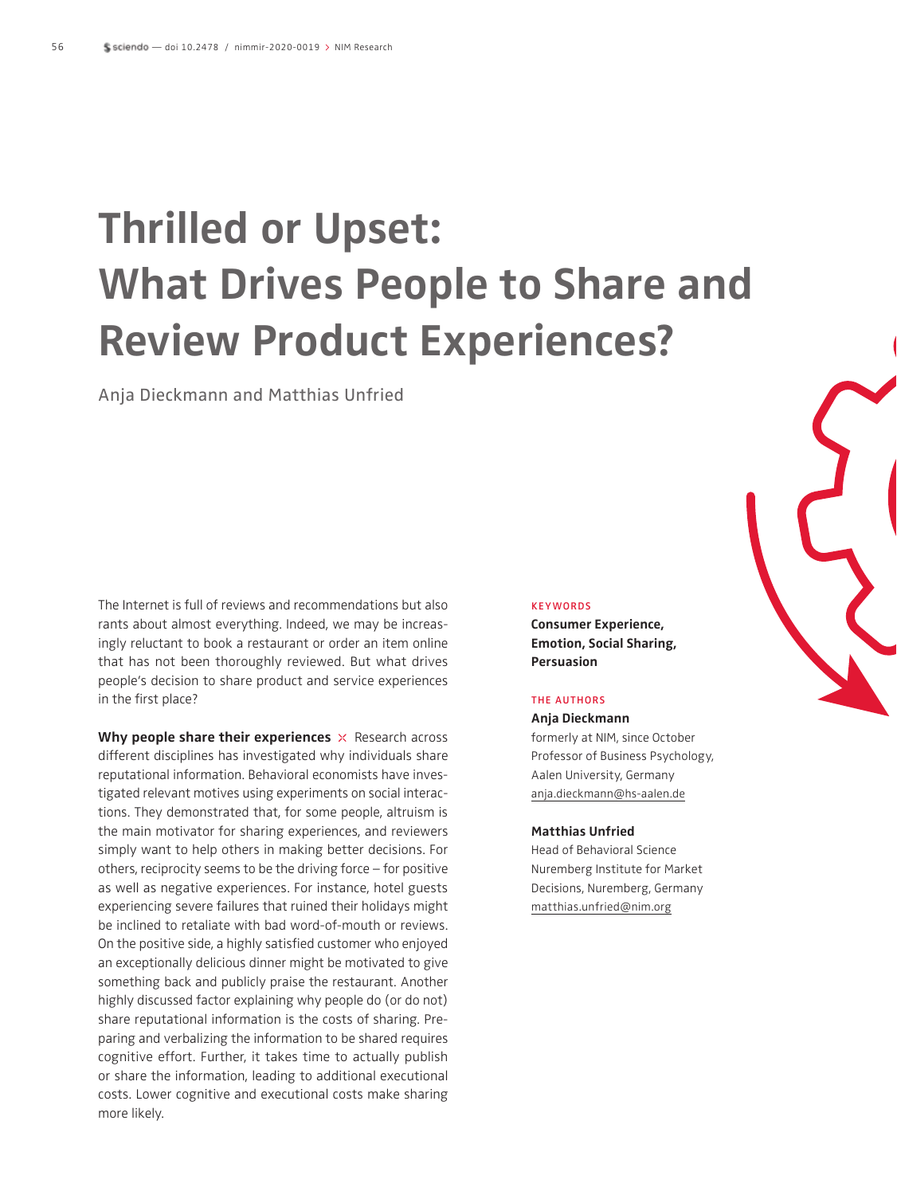# Thrilled or Upset: What Drives People to Share and Review Product Experiences?

Anja Dieckmann and Matthias Unfried

The Internet is full of reviews and recommendations but also rants about almost everything. Indeed, we may be increasingly reluctant to book a restaurant or order an item online that has not been thoroughly reviewed. But what drives people's decision to share product and service experiences in the first place?

**Why people share their experiences** × Research across different disciplines has investigated why individuals share reputational information. Behavioral economists have investigated relevant motives using experiments on social interactions. They demonstrated that, for some people, altruism is the main motivator for sharing experiences, and reviewers simply want to help others in making better decisions. For others, reciprocity seems to be the driving force – for positive as well as negative experiences. For instance, hotel guests experiencing severe failures that ruined their holidays might be inclined to retaliate with bad word-of-mouth or reviews. On the positive side, a highly satisfied customer who enjoyed an exceptionally delicious dinner might be motivated to give something back and publicly praise the restaurant. Another highly discussed factor explaining why people do (or do not) share reputational information is the costs of sharing. Preparing and verbalizing the information to be shared requires cognitive effort. Further, it takes time to actually publish or share the information, leading to additional executional costs. Lower cognitive and executional costs make sharing more likely.

KEYWORDS

**Consumer Experience, Emotion, Social Sharing, Persuasion**

THE AUTHORS

**Anja Dieckmann**
formerly at NIM, since October Professor of Business Psychology, Aalen University, Germany
anja.dieckmann@hs-aalen.de

**Matthias Unfried**
Head of Behavioral Science Nuremberg Institute for Market Decisions, Nuremberg, Germany
matthias.unfried@nim.org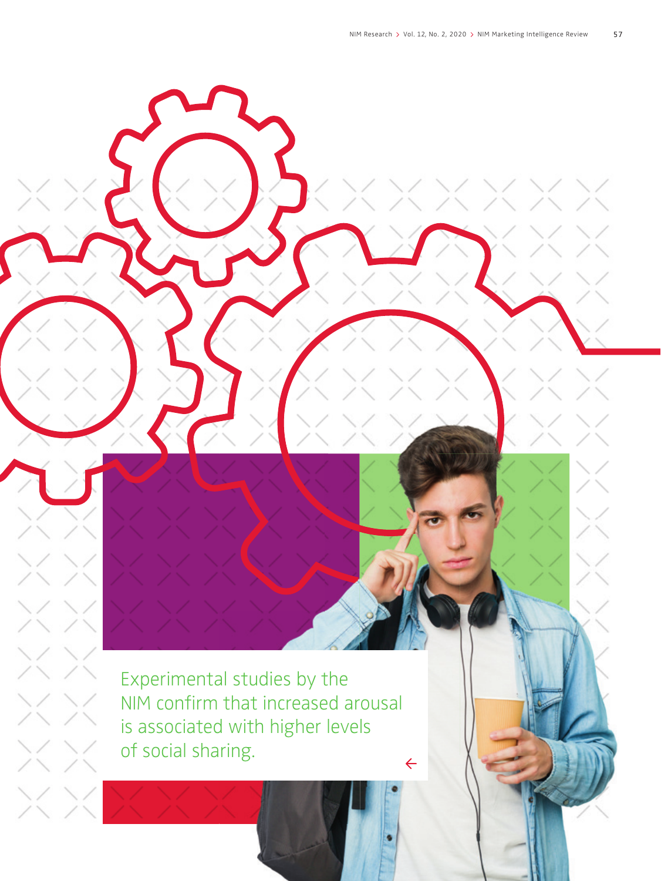Experimental studies by the NIM confirm that increased arousal is associated with higher levels of social sharing.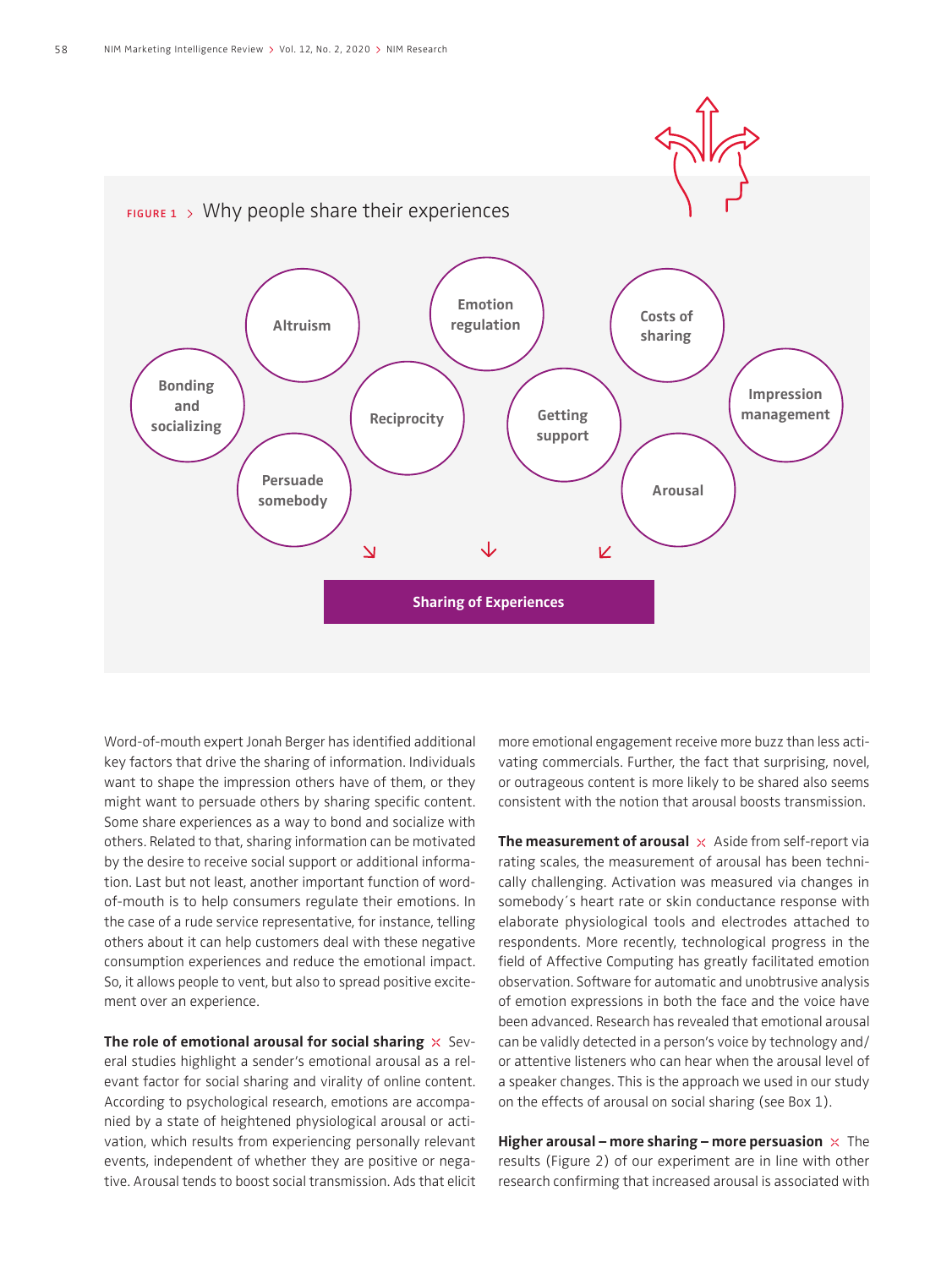FIGURE 1 > Why people share their experiences

Bonding and socializing · Altruism · Persuade somebody · Reciprocity · Emotion regulation · Getting support · Costs of sharing · Arousal · Impression management

→ Sharing of Experiences

Word-of-mouth expert Jonah Berger has identified additional key factors that drive the sharing of information. Individuals want to shape the impression others have of them, or they might want to persuade others by sharing specific content. Some share experiences as a way to bond and socialize with others. Related to that, sharing information can be motivated by the desire to receive social support or additional information. Last but not least, another important function of word-of-mouth is to help consumers regulate their emotions. In the case of a rude service representative, for instance, telling others about it can help customers deal with these negative consumption experiences and reduce the emotional impact. So, it allows people to vent, but also to spread positive excitement over an experience.

**The role of emotional arousal for social sharing** × Several studies highlight a sender's emotional arousal as a relevant factor for social sharing and virality of online content. According to psychological research, emotions are accompanied by a state of heightened physiological arousal or activation, which results from experiencing personally relevant events, independent of whether they are positive or negative. Arousal tends to boost social transmission. Ads that elicit more emotional engagement receive more buzz than less activating commercials. Further, the fact that surprising, novel, or outrageous content is more likely to be shared also seems consistent with the notion that arousal boosts transmission.

**The measurement of arousal** × Aside from self-report via rating scales, the measurement of arousal has been technically challenging. Activation was measured via changes in somebody´s heart rate or skin conductance response with elaborate physiological tools and electrodes attached to respondents. More recently, technological progress in the field of Affective Computing has greatly facilitated emotion observation. Software for automatic and unobtrusive analysis of emotion expressions in both the face and the voice have been advanced. Research has revealed that emotional arousal can be validly detected in a person's voice by technology and/or attentive listeners who can hear when the arousal level of a speaker changes. This is the approach we used in our study on the effects of arousal on social sharing (see Box 1).

**Higher arousal – more sharing – more persuasion** × The results (Figure 2) of our experiment are in line with other research confirming that increased arousal is associated with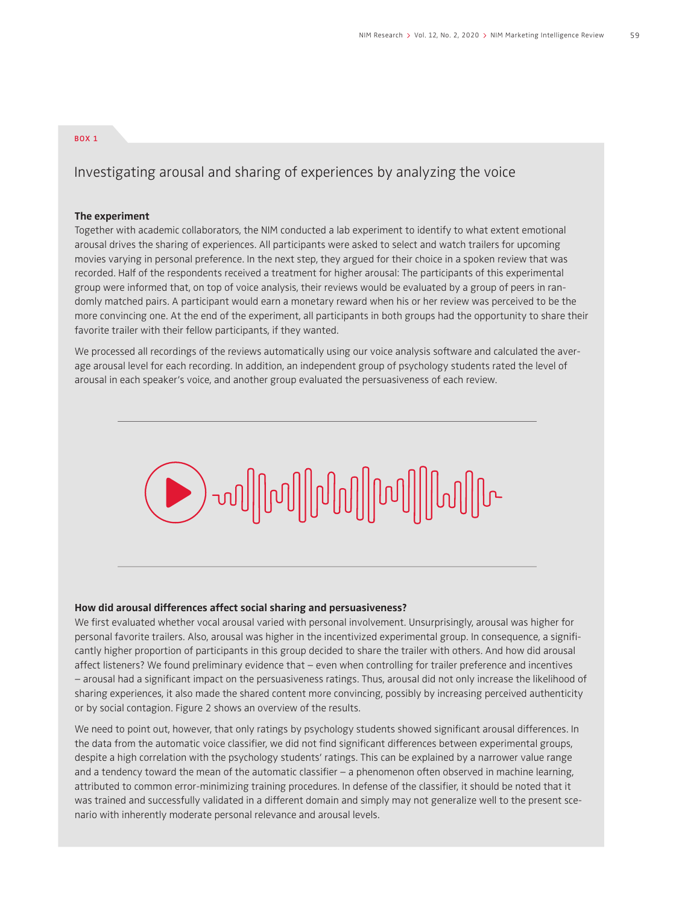BOX 1

## Investigating arousal and sharing of experiences by analyzing the voice

**The experiment**

Together with academic collaborators, the NIM conducted a lab experiment to identify to what extent emotional arousal drives the sharing of experiences. All participants were asked to select and watch trailers for upcoming movies varying in personal preference. In the next step, they argued for their choice in a spoken review that was recorded. Half of the respondents received a treatment for higher arousal: The participants of this experimental group were informed that, on top of voice analysis, their reviews would be evaluated by a group of peers in randomly matched pairs. A participant would earn a monetary reward when his or her review was perceived to be the more convincing one. At the end of the experiment, all participants in both groups had the opportunity to share their favorite trailer with their fellow participants, if they wanted.

We processed all recordings of the reviews automatically using our voice analysis software and calculated the average arousal level for each recording. In addition, an independent group of psychology students rated the level of arousal in each speaker's voice, and another group evaluated the persuasiveness of each review.

**How did arousal differences affect social sharing and persuasiveness?**

We first evaluated whether vocal arousal varied with personal involvement. Unsurprisingly, arousal was higher for personal favorite trailers. Also, arousal was higher in the incentivized experimental group. In consequence, a significantly higher proportion of participants in this group decided to share the trailer with others. And how did arousal affect listeners? We found preliminary evidence that – even when controlling for trailer preference and incentives – arousal had a significant impact on the persuasiveness ratings. Thus, arousal did not only increase the likelihood of sharing experiences, it also made the shared content more convincing, possibly by increasing perceived authenticity or by social contagion. Figure 2 shows an overview of the results.

We need to point out, however, that only ratings by psychology students showed significant arousal differences. In the data from the automatic voice classifier, we did not find significant differences between experimental groups, despite a high correlation with the psychology students' ratings. This can be explained by a narrower value range and a tendency toward the mean of the automatic classifier – a phenomenon often observed in machine learning, attributed to common error-minimizing training procedures. In defense of the classifier, it should be noted that it was trained and successfully validated in a different domain and simply may not generalize well to the present scenario with inherently moderate personal relevance and arousal levels.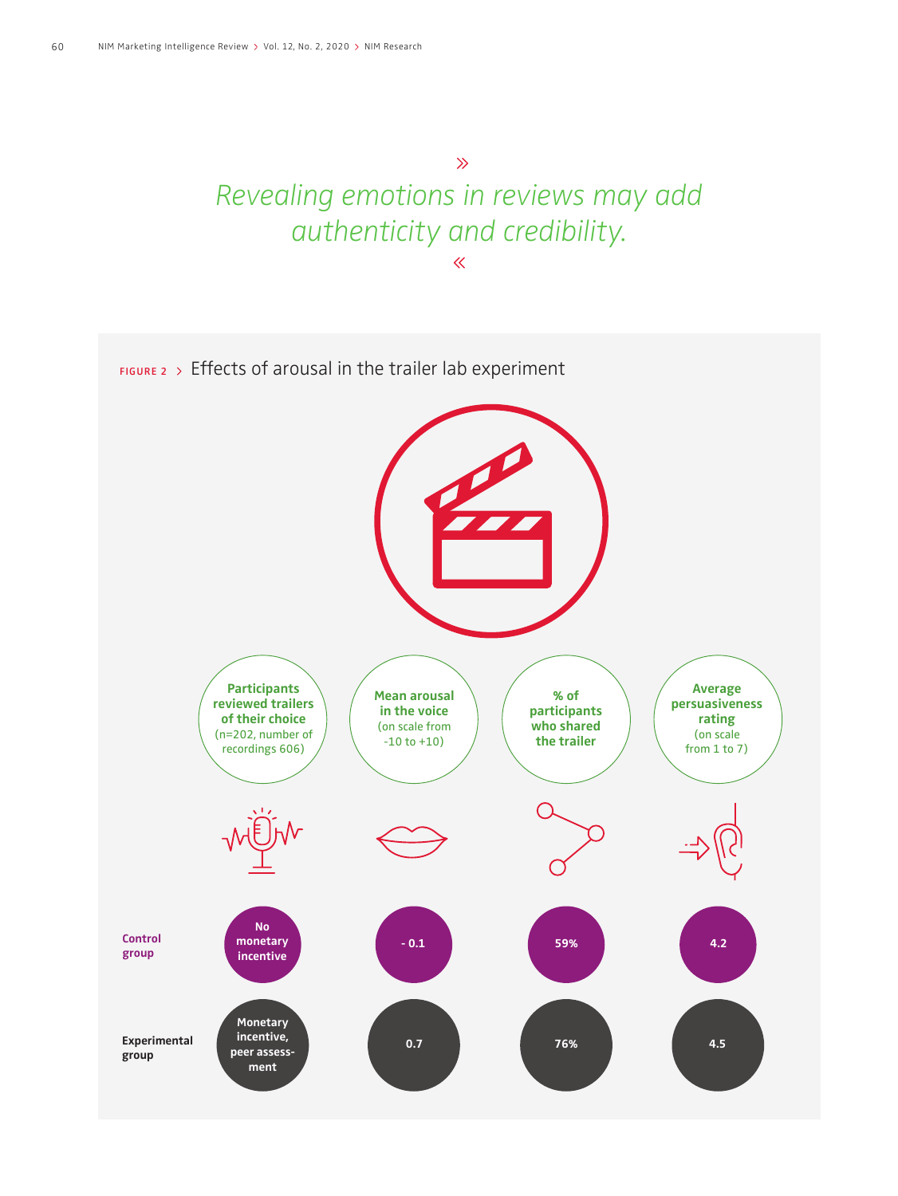*» Revealing emotions in reviews may add authenticity and credibility. «*

FIGURE 2 > Effects of arousal in the trailer lab experiment

| | **Participants reviewed trailers of their choice** (n=202, number of recordings 606) | **Mean arousal in the voice** (on scale from -10 to +10) | **% of participants who shared the trailer** | **Average persuasiveness rating** (on scale from 1 to 7) |
|---|---|---|---|---|
| **Control group** | No monetary incentive | - 0.1 | 59% | 4.2 |
| **Experimental group** | Monetary incentive, peer assessment | 0.7 | 76% | 4.5 |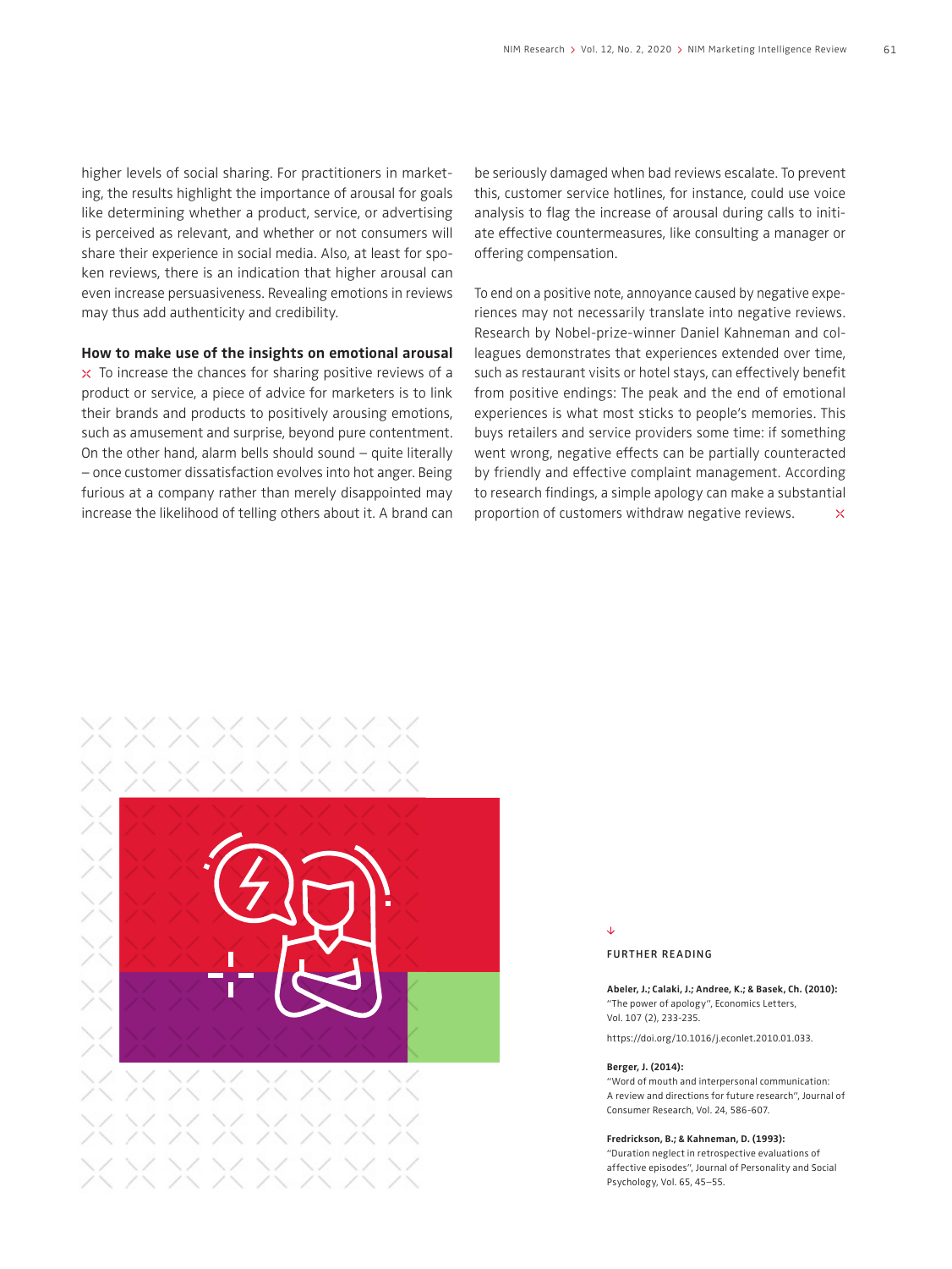higher levels of social sharing. For practitioners in marketing, the results highlight the importance of arousal for goals like determining whether a product, service, or advertising is perceived as relevant, and whether or not consumers will share their experience in social media. Also, at least for spoken reviews, there is an indication that higher arousal can even increase persuasiveness. Revealing emotions in reviews may thus add authenticity and credibility.

**How to make use of the insights on emotional arousal**

To increase the chances for sharing positive reviews of a product or service, a piece of advice for marketers is to link their brands and products to positively arousing emotions, such as amusement and surprise, beyond pure contentment. On the other hand, alarm bells should sound – quite literally – once customer dissatisfaction evolves into hot anger. Being furious at a company rather than merely disappointed may increase the likelihood of telling others about it. A brand can be seriously damaged when bad reviews escalate. To prevent this, customer service hotlines, for instance, could use voice analysis to flag the increase of arousal during calls to initiate effective countermeasures, like consulting a manager or offering compensation.

To end on a positive note, annoyance caused by negative experiences may not necessarily translate into negative reviews. Research by Nobel-prize-winner Daniel Kahneman and colleagues demonstrates that experiences extended over time, such as restaurant visits or hotel stays, can effectively benefit from positive endings: The peak and the end of emotional experiences is what most sticks to people's memories. This buys retailers and service providers some time: if something went wrong, negative effects can be partially counteracted by friendly and effective complaint management. According to research findings, a simple apology can make a substantial proportion of customers withdraw negative reviews.

### FURTHER READING

**Abeler, J.; Calaki, J.; Andree, K.; & Basek, Ch. (2010):**
"The power of apology", Economics Letters, Vol. 107 (2), 233-235.

https://doi.org/10.1016/j.econlet.2010.01.033.

**Berger, J. (2014):**
"Word of mouth and interpersonal communication: A review and directions for future research", Journal of Consumer Research, Vol. 24, 586-607.

**Fredrickson, B.; & Kahneman, D. (1993):**
"Duration neglect in retrospective evaluations of affective episodes", Journal of Personality and Social Psychology, Vol. 65, 45–55.